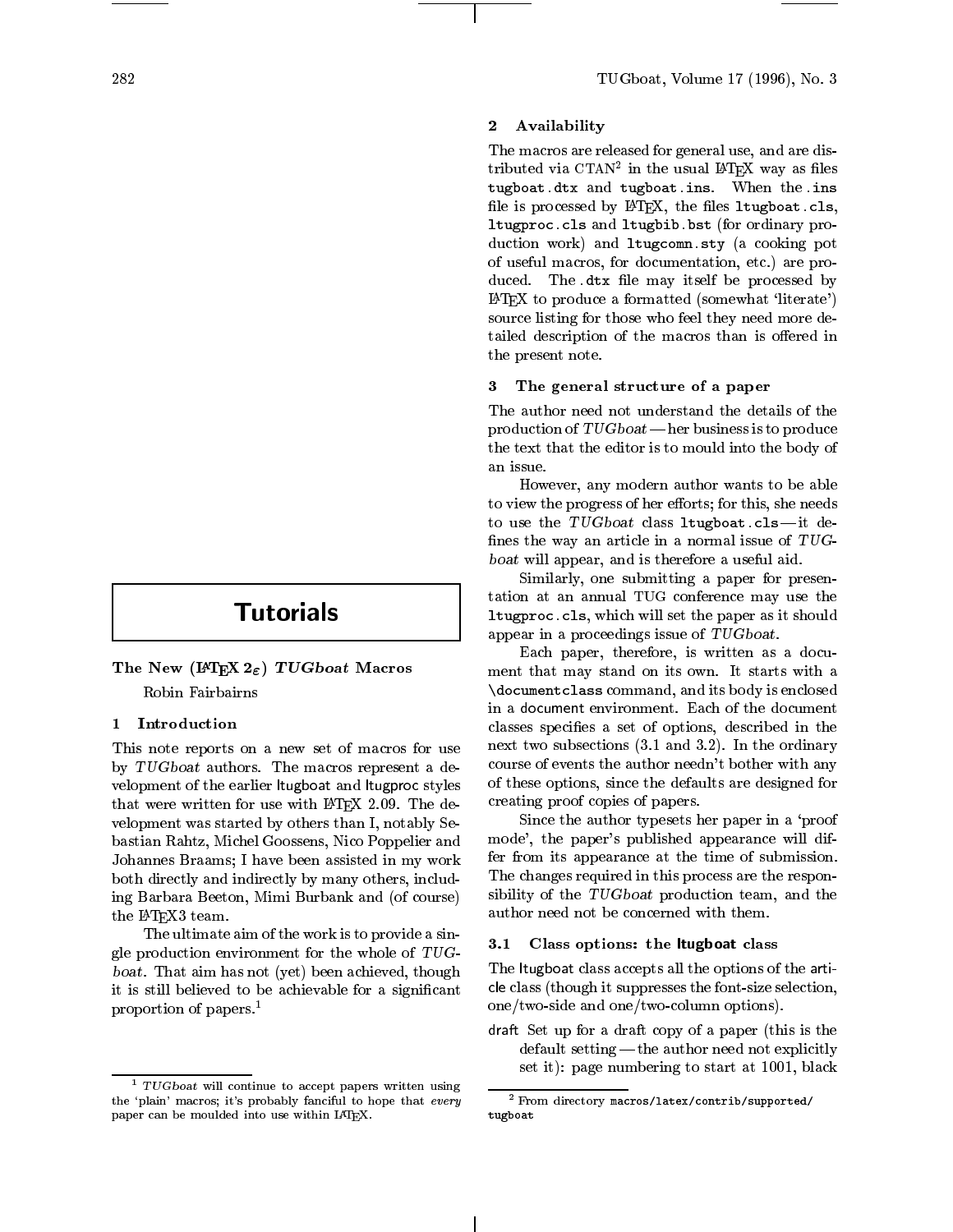# Tutorials

## The New (LaTeX 2ε) *TUGboat* Macros

Robin Fairbairns

### 1 Introduction

This note reports on a new set of macros for use by *TUGboat* authors. The macros represent a development of the earlier ltugboat and ltugproc styles that were written for use with LaTeX 2.09. The development was started by others than I, notably Sebastian Rahtz, Michel Goossens, Nico Poppelier and Johannes Braams; I have been assisted in my work both directly and indirectly by many others, including Barbara Beeton, Mimi Burbank and (of course) the LaTeX3 team.

The ultimate aim of the work is to provide a single production environment for the whole of *TUGboat*. That aim has not (yet) been achieved, though it is still believed to be achievable for a significant proportion of papers.[1]

[1] *TUGboat* will continue to accept papers written using the 'plain' macros; it's probably fanciful to hope that *every* paper can be moulded into use within LaTeX.

### 2 Availability

The macros are released for general use, and are distributed via CTAN[2] in the usual LaTeX way as files `tugboat.dtx` and `tugboat.ins`. When the `.ins` file is processed by LaTeX, the files `ltugboat.cls`, `ltugproc.cls` and `ltugbib.bst` (for ordinary production work) and `ltugcomn.sty` (a cooking pot of useful macros, for documentation, etc.) are produced. The `.dtx` file may itself be processed by LaTeX to produce a formatted (somewhat 'literate') source listing for those who feel they need more detailed description of the macros than is offered in the present note.

[2] From directory `macros/latex/contrib/supported/tugboat`

### 3 The general structure of a paper

The author need not understand the details of the production of *TUGboat* — her business is to produce the text that the editor is to mould into the body of an issue.

However, any modern author wants to be able to view the progress of her efforts; for this, she needs to use the *TUGboat* class `ltugboat.cls` — it defines the way an article in a normal issue of *TUGboat* will appear, and is therefore a useful aid.

Similarly, one submitting a paper for presentation at an annual TUG conference may use the `ltugproc.cls`, which will set the paper as it should appear in a proceedings issue of *TUGboat*.

Each paper, therefore, is written as a document that may stand on its own. It starts with a `\documentclass` command, and its body is enclosed in a `document` environment. Each of the document classes specifies a set of options, described in the next two subsections (3.1 and 3.2). In the ordinary course of events the author needn't bother with any of these options, since the defaults are designed for creating proof copies of papers.

Since the author typesets her paper in a 'proof mode', the paper's published appearance will differ from its appearance at the time of submission. The changes required in this process are the responsibility of the *TUGboat* production team, and the author need not be concerned with them.

#### 3.1 Class options: the ltugboat class

The ltugboat class accepts all the options of the article class (though it suppresses the font-size selection, one/two-side and one/two-column options).

draft Set up for a draft copy of a paper (this is the default setting — the author need not explicitly set it): page numbering to start at 1001, black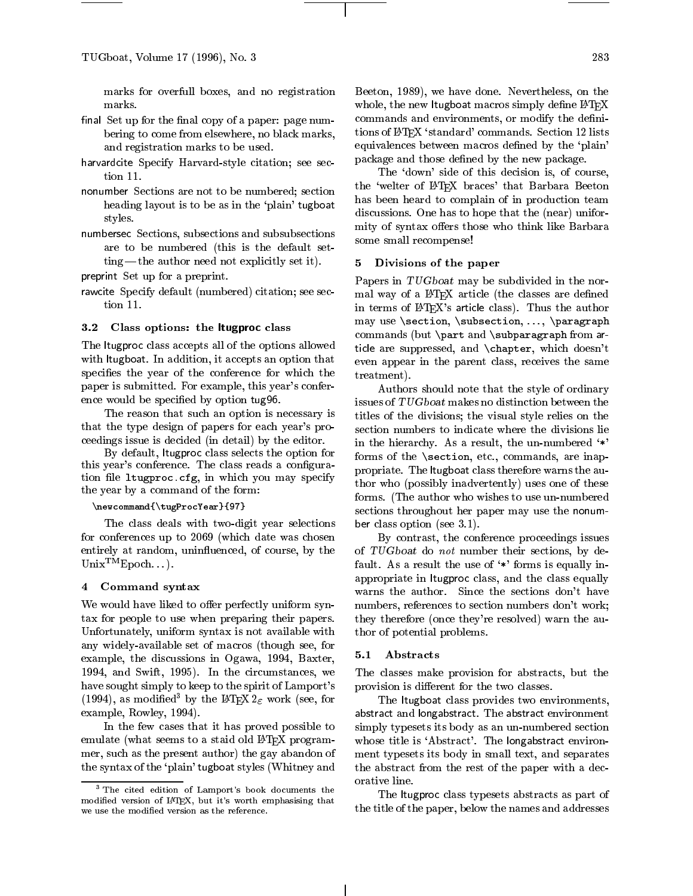marks for overfull boxes, and no registration marks.

final Set up for the final copy of a paper: page numbering to come from elsewhere, no black marks, and registration marks to be used.

harvardcite Specify Harvard-style citation; see section 11.

nonumber Sections are not to be numbered; section heading layout is to be as in the 'plain' tugboat styles.

numbersec Sections, subsections and subsubsections are to be numbered (this is the default setting — the author need not explicitly set it).

preprint Set up for a preprint.

rawcite Specify default (numbered) citation; see section 11.

### 3.2 Class options: the ltugproc class

The ltugproc class accepts all of the options allowed with ltugboat. In addition, it accepts an option that specifies the year of the conference for which the paper is submitted. For example, this year's conference would be specified by option tug96.

The reason that such an option is necessary is that the type design of papers for each year's proceedings issue is decided (in detail) by the editor.

By default, ltugproc class selects the option for this year's conference. The class reads a configuration file `ltugproc.cfg`, in which you may specify the year by a command of the form:

```
\newcommand{\tugProcYear}{97}
```

The class deals with two-digit year selections for conferences up to 2069 (which date was chosen entirely at random, uninfluenced, of course, by the Unix™ Epoch...).

## 4 Command syntax

We would have liked to offer perfectly uniform syntax for people to use when preparing their papers. Unfortunately, uniform syntax is not available with any widely-available set of macros (though see, for example, the discussions in Ogawa, 1994, Baxter, 1994, and Swift, 1995). In the circumstances, we have sought simply to keep to the spirit of Lamport's (1994), as modified[3] by the LaTeX 2ε work (see, for example, Rowley, 1994).

In the few cases that it has proved possible to emulate (what seems to a staid old LaTeX programmer, such as the present author) the gay abandon of the syntax of the 'plain' tugboat styles (Whitney and Beeton, 1989), we have done. Nevertheless, on the whole, the new ltugboat macros simply define LaTeX commands and environments, or modify the definitions of LaTeX 'standard' commands. Section 12 lists equivalences between macros defined by the 'plain' package and those defined by the new package.

The 'down' side of this decision is, of course, the 'welter of LaTeX braces' that Barbara Beeton has been heard to complain of in production team discussions. One has to hope that the (near) uniformity of syntax offers those who think like Barbara some small recompense!

## 5 Divisions of the paper

Papers in *TUGboat* may be subdivided in the normal way of a LaTeX article (the classes are defined in terms of LaTeX's article class). Thus the author may use `\section`, `\subsection`, ..., `\paragraph` commands (but `\part` and `\subparagraph` from article are suppressed, and `\chapter`, which doesn't even appear in the parent class, receives the same treatment).

Authors should note that the style of ordinary issues of *TUGboat* makes no distinction between the titles of the divisions; the visual style relies on the section numbers to indicate where the divisions lie in the hierarchy. As a result, the un-numbered '*' forms of the `\section`, etc., commands, are inappropriate. The ltugboat class therefore warns the author who (possibly inadvertently) uses one of these forms. (The author who wishes to use un-numbered sections throughout her paper may use the nonumber class option (see 3.1).

By contrast, the conference proceedings issues of *TUGboat* do *not* number their sections, by default. As a result the use of '*' forms is equally inappropriate in ltugproc class, and the class equally warns the author. Since the sections don't have numbers, references to section numbers don't work; they therefore (once they're resolved) warn the author of potential problems.

### 5.1 Abstracts

The classes make provision for abstracts, but the provision is different for the two classes.

The ltugboat class provides two environments, abstract and longabstract. The abstract environment simply typesets its body as an un-numbered section whose title is 'Abstract'. The longabstract environment typesets its body in small text, and separates the abstract from the rest of the paper with a decorative line.

The ltugproc class typesets abstracts as part of the title of the paper, below the names and addresses

[3] The cited edition of Lamport's book documents the modified version of LaTeX, but it's worth emphasising that we use the modified version as the reference.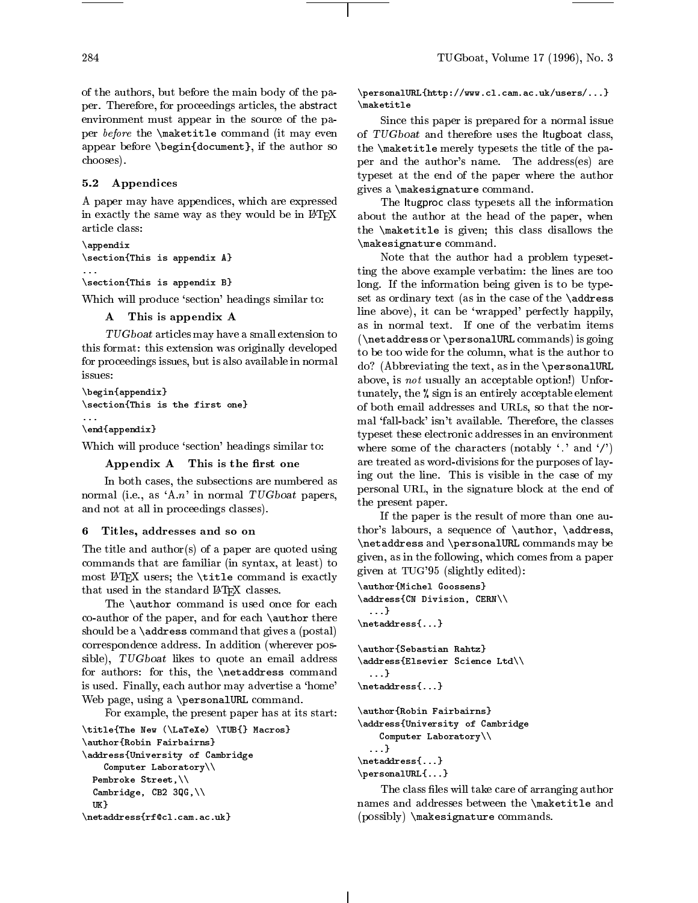of the authors, but before the main body of the paper. Therefore, for proceedings articles, the abstract environment must appear in the source of the paper *before* the `\maketitle` command (it may even appear before `\begin{document}`, if the author so chooses).

### 5.2 Appendices

A paper may have appendices, which are expressed in exactly the same way as they would be in LaTeX article class:

```
\appendix
\section{This is appendix A}
...
\section{This is appendix B}
```

Which will produce 'section' headings similar to:

**A This is appendix A**

*TUGboat* articles may have a small extension to this format: this extension was originally developed for proceedings issues, but is also available in normal issues:

```
\begin{appendix}
\section{This is the first one}
...
\end{appendix}
```

Which will produce 'section' headings similar to:

**Appendix A This is the first one**

In both cases, the subsections are numbered as normal (i.e., as 'A.*n*' in normal *TUGboat* papers, and not at all in proceedings classes).

## 6 Titles, addresses and so on

The title and author(s) of a paper are quoted using commands that are familiar (in syntax, at least) to most LaTeX users; the `\title` command is exactly that used in the standard LaTeX classes.

The `\author` command is used once for each co-author of the paper, and for each `\author` there should be a `\address` command that gives a (postal) correspondence address. In addition (wherever possible), *TUGboat* likes to quote an email address for authors: for this, the `\netaddress` command is used. Finally, each author may advertise a 'home' Web page, using a `\personalURL` command.

For example, the present paper has at its start:

```
\title{The New (\LaTeXe) \TUB{} Macros}
\author{Robin Fairbairns}
\address{University of Cambridge
    Computer Laboratory\\
  Pembroke Street,\\
  Cambridge, CB2 3QG,\\
  UK}
\netaddress{rf@cl.cam.ac.uk}
\personalURL{http://www.cl.cam.ac.uk/users/...}
\maketitle
```

Since this paper is prepared for a normal issue of *TUGboat* and therefore uses the ltugboat class, the `\maketitle` merely typesets the title of the paper and the author's name. The address(es) are typeset at the end of the paper where the author gives a `\makesignature` command.

The ltugproc class typesets all the information about the author at the head of the paper, when the `\maketitle` is given; this class disallows the `\makesignature` command.

Note that the author had a problem typesetting the above example verbatim: the lines are too long. If the information being given is to be typeset as ordinary text (as in the case of the `\address` line above), it can be 'wrapped' perfectly happily, as in normal text. If one of the verbatim items (`\netaddress` or `\personalURL` commands) is going to be too wide for the column, what is the author to do? (Abbreviating the text, as in the `\personalURL` above, is *not* usually an acceptable option!) Unfortunately, the `%` sign is an entirely acceptable element of both email addresses and URLs, so that the normal 'fall-back' isn't available. Therefore, the classes typeset these electronic addresses in an environment where some of the characters (notably '.' and '/') are treated as word-divisions for the purposes of laying out the line. This is visible in the case of my personal URL, in the signature block at the end of the present paper.

If the paper is the result of more than one author's labours, a sequence of `\author`, `\address`, `\netaddress` and `\personalURL` commands may be given, as in the following, which comes from a paper given at TUG'95 (slightly edited):

```
\author{Michel Goossens}
\address{CN Division, CERN\\
  ...}
\netaddress{...}

\author{Sebastian Rahtz}
\address{Elsevier Science Ltd\\
  ...}
\netaddress{...}

\author{Robin Fairbairns}
\address{University of Cambridge
    Computer Laboratory\\
  ...}
\netaddress{...}
\personalURL{...}
```

The class files will take care of arranging author names and addresses between the `\maketitle` and (possibly) `\makesignature` commands.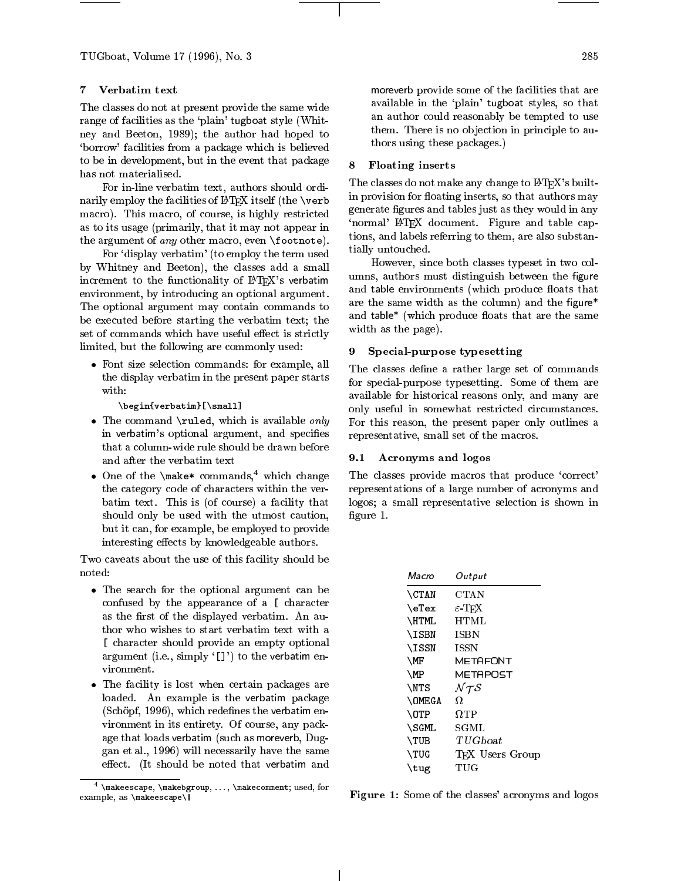## 7 Verbatim text

The classes do not at present provide the same wide range of facilities as the 'plain' tugboat style (Whitney and Beeton, 1989); the author had hoped to 'borrow' facilities from a package which is believed to be in development, but in the event that package has not materialised.

For in-line verbatim text, authors should ordinarily employ the facilities of LaTeX itself (the `\verb` macro). This macro, of course, is highly restricted as to its usage (primarily, that it may not appear in the argument of *any* other macro, even `\footnote`).

For 'display verbatim' (to employ the term used by Whitney and Beeton), the classes add a small increment to the functionality of LaTeX's verbatim environment, by introducing an optional argument. The optional argument may contain commands to be executed before starting the verbatim text; the set of commands which have useful effect is strictly limited, but the following are commonly used:

- Font size selection commands: for example, all the display verbatim in the present paper starts with:

  ```
  \begin{verbatim}[\small]
  ```

- The command `\ruled`, which is available *only* in verbatim's optional argument, and specifies that a column-wide rule should be drawn before and after the verbatim text
- One of the `\make*` commands,[4] which change the category code of characters within the verbatim text. This is (of course) a facility that should only be used with the utmost caution, but it can, for example, be employed to provide interesting effects by knowledgeable authors.

Two caveats about the use of this facility should be noted:

- The search for the optional argument can be confused by the appearance of a `[` character as the first of the displayed verbatim. An author who wishes to start verbatim text with a `[` character should provide an empty optional argument (i.e., simply '`[]`') to the verbatim environment.
- The facility is lost when certain packages are loaded. An example is the verbatim package (Schöpf, 1996), which redefines the verbatim environment in its entirety. Of course, any package that loads verbatim (such as moreverb, Duggan et al., 1996) will necessarily have the same effect. (It should be noted that verbatim and moreverb provide some of the facilities that are available in the 'plain' tugboat styles, so that an author could reasonably be tempted to use them. There is no objection in principle to authors using these packages.)

[4] `\makeescape`, `\makebgroup`, ..., `\makecomment`; used, for example, as `\makeescape\|`

## 8 Floating inserts

The classes do not make any change to LaTeX's built-in provision for floating inserts, so that authors may generate figures and tables just as they would in any 'normal' LaTeX document. Figure and table captions, and labels referring to them, are also substantially untouched.

However, since both classes typeset in two columns, authors must distinguish between the figure and table environments (which produce floats that are the same width as the column) and the figure* and table* (which produce floats that are the same width as the page).

## 9 Special-purpose typesetting

The classes define a rather large set of commands for special-purpose typesetting. Some of them are available for historical reasons only, and many are only useful in somewhat restricted circumstances. For this reason, the present paper only outlines a representative, small set of the macros.

### 9.1 Acronyms and logos

The classes provide macros that produce 'correct' representations of a large number of acronyms and logos; a small representative selection is shown in figure 1.

| *Macro* | *Output* |
|---|---|
| `\CTAN` | CTAN |
| `\eTex` | $\varepsilon$-TeX |
| `\HTML` | HTML |
| `\ISBN` | ISBN |
| `\ISSN` | ISSN |
| `\MF` | METAFONT |
| `\MP` | METAPOST |
| `\NTS` | $\mathcal{NTS}$ |
| `\OMEGA` | $\Omega$ |
| `\OTP` | $\Omega$TP |
| `\SGML` | SGML |
| `\TUB` | *TUGboat* |
| `\TUG` | TeX Users Group |
| `\tug` | TUG |

**Figure 1:** Some of the classes' acronyms and logos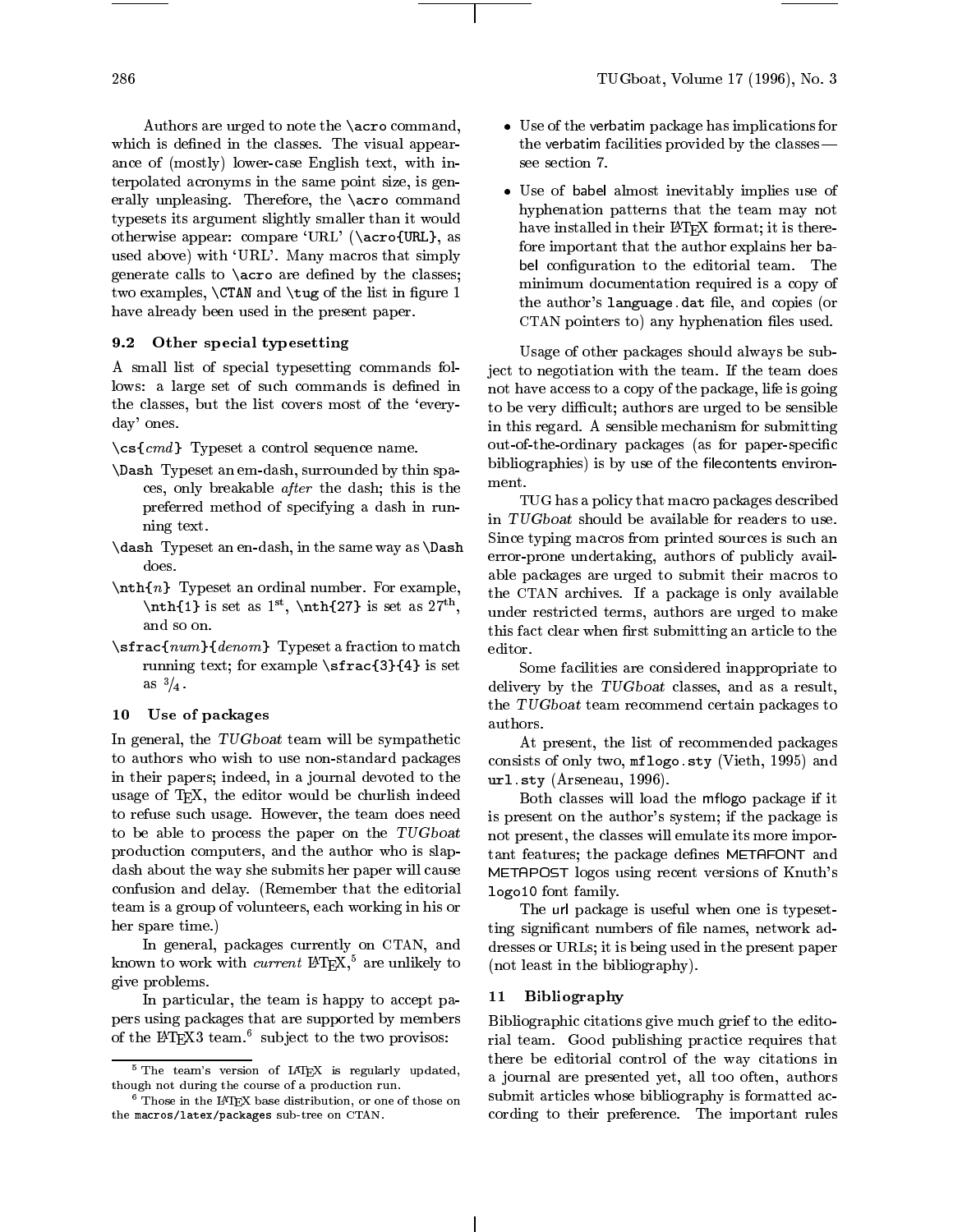Authors are urged to note the `\acro` command, which is defined in the classes. The visual appearance of (mostly) lower-case English text, with interpolated acronyms in the same point size, is generally unpleasing. Therefore, the `\acro` command typesets its argument slightly smaller than it would otherwise appear: compare 'URL' (`\acro{URL}`, as used above) with 'URL'. Many macros that simply generate calls to `\acro` are defined by the classes; two examples, `\CTAN` and `\tug` of the list in figure 1 have already been used in the present paper.

### 9.2 Other special typesetting

A small list of special typesetting commands follows: a large set of such commands is defined in the classes, but the list covers most of the 'everyday' ones.

`\cs{`*cmd*`}` Typeset a control sequence name.

`\Dash` Typeset an em-dash, surrounded by thin spaces, only breakable *after* the dash; this is the preferred method of specifying a dash in running text.

`\dash` Typeset an en-dash, in the same way as `\Dash` does.

`\nth{`*n*`}` Typeset an ordinal number. For example, `\nth{1}` is set as 1st, `\nth{27}` is set as 27th, and so on.

`\sfrac{`*num*`}{`*denom*`}` Typeset a fraction to match running text; for example `\sfrac{3}{4}` is set as 3/4.

## 10 Use of packages

In general, the *TUGboat* team will be sympathetic to authors who wish to use non-standard packages in their papers; indeed, in a journal devoted to the usage of TeX, the editor would be churlish indeed to refuse such usage. However, the team does need to be able to process the paper on the *TUGboat* production computers, and the author who is slapdash about the way she submits her paper will cause confusion and delay. (Remember that the editorial team is a group of volunteers, each working in his or her spare time.)

In general, packages currently on CTAN, and known to work with *current* LaTeX,[5] are unlikely to give problems.

In particular, the team is happy to accept papers using packages that are supported by members of the LaTeX3 team.[6] subject to the two provisos:

[5] The team's version of LaTeX is regularly updated, though not during the course of a production run.

[6] Those in the LaTeX base distribution, or one of those on the `macros/latex/packages` sub-tree on CTAN.

- Use of the verbatim package has implications for the verbatim facilities provided by the classes— see section 7.
- Use of babel almost inevitably implies use of hyphenation patterns that the team may not have installed in their LaTeX format; it is therefore important that the author explains her babel configuration to the editorial team. The minimum documentation required is a copy of the author's `language.dat` file, and copies (or CTAN pointers to) any hyphenation files used.

Usage of other packages should always be subject to negotiation with the team. If the team does not have access to a copy of the package, life is going to be very difficult; authors are urged to be sensible in this regard. A sensible mechanism for submitting out-of-the-ordinary packages (as for paper-specific bibliographies) is by use of the filecontents environment.

TUG has a policy that macro packages described in *TUGboat* should be available for readers to use. Since typing macros from printed sources is such an error-prone undertaking, authors of publicly available packages are urged to submit their macros to the CTAN archives. If a package is only available under restricted terms, authors are urged to make this fact clear when first submitting an article to the editor.

Some facilities are considered inappropriate to delivery by the *TUGboat* classes, and as a result, the *TUGboat* team recommend certain packages to authors.

At present, the list of recommended packages consists of only two, `mflogo.sty` (Vieth, 1995) and `url.sty` (Arseneau, 1996).

Both classes will load the mflogo package if it is present on the author's system; if the package is not present, the classes will emulate its more important features; the package defines METAFONT and METAPOST logos using recent versions of Knuth's `logo10` font family.

The url package is useful when one is typesetting significant numbers of file names, network addresses or URLs; it is being used in the present paper (not least in the bibliography).

## 11 Bibliography

Bibliographic citations give much grief to the editorial team. Good publishing practice requires that there be editorial control of the way citations in a journal are presented yet, all too often, authors submit articles whose bibliography is formatted according to their preference. The important rules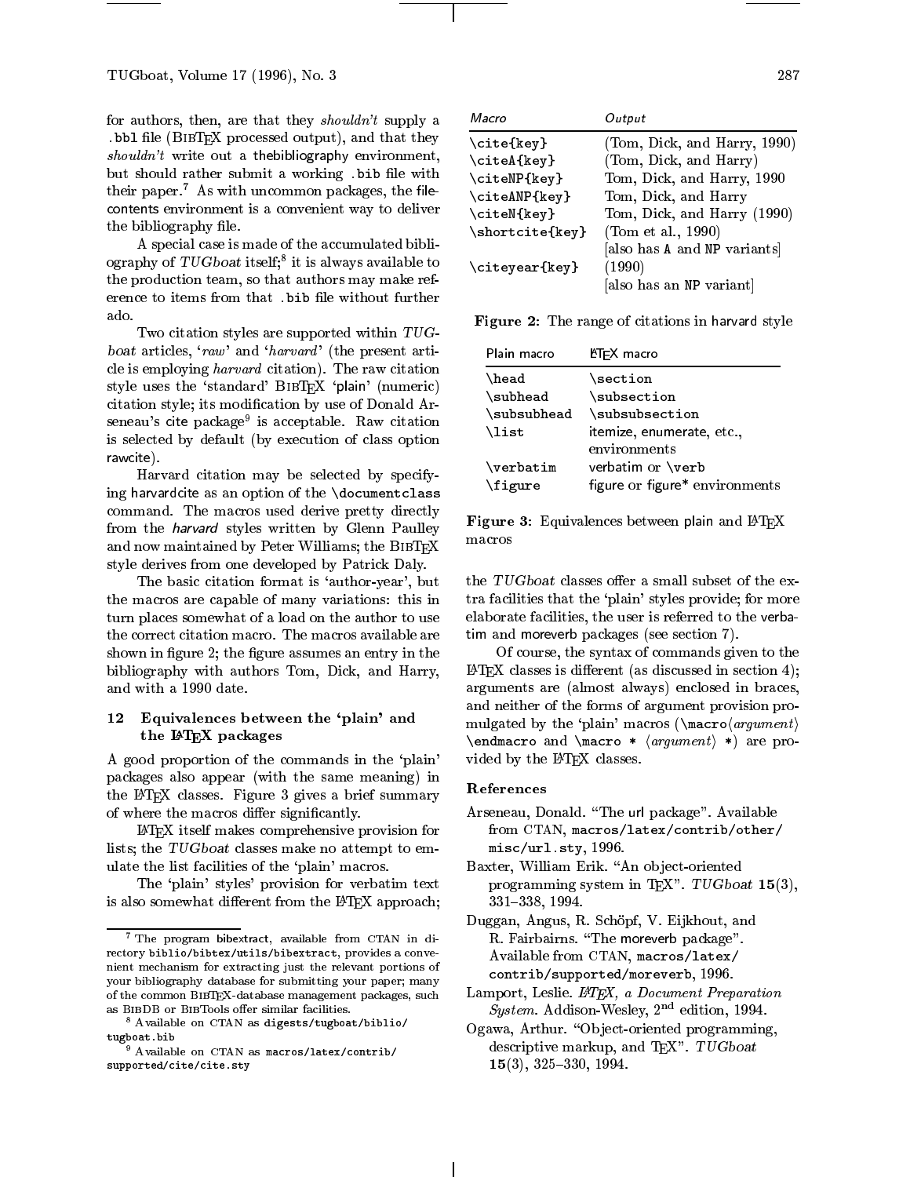for authors, then, are that they *shouldn't* supply a .bbl file (BibTeX processed output), and that they *shouldn't* write out a thebibliography environment, but should rather submit a working .bib file with their paper.[7] As with uncommon packages, the filecontents environment is a convenient way to deliver the bibliography file.

A special case is made of the accumulated bibliography of *TUGboat* itself;[8] it is always available to the production team, so that authors may make reference to items from that .bib file without further ado.

Two citation styles are supported within *TUGboat* articles, '*raw*' and '*harvard*' (the present article is employing *harvard* citation). The raw citation style uses the 'standard' BibTeX 'plain' (numeric) citation style; its modification by use of Donald Arseneau's cite package[9] is acceptable. Raw citation is selected by default (by execution of class option rawcite).

Harvard citation may be selected by specifying harvardcite as an option of the `\documentclass` command. The macros used derive pretty directly from the *harvard* styles written by Glenn Paulley and now maintained by Peter Williams; the BibTeX style derives from one developed by Patrick Daly.

The basic citation format is 'author-year', but the macros are capable of many variations: this in turn places somewhat of a load on the author to use the correct citation macro. The macros available are shown in figure 2; the figure assumes an entry in the bibliography with authors Tom, Dick, and Harry, and with a 1990 date.

| Macro | Output |
|---|---|
| `\cite{key}` | (Tom, Dick, and Harry, 1990) |
| `\citeA{key}` | (Tom, Dick, and Harry) |
| `\citeNP{key}` | Tom, Dick, and Harry, 1990 |
| `\citeANP{key}` | Tom, Dick, and Harry |
| `\citeN{key}` | Tom, Dick, and Harry (1990) |
| `\shortcite{key}` | (Tom et al., 1990) [also has A and NP variants] |
| `\citeyear{key}` | (1990) [also has an NP variant] |

**Figure 2:** The range of citations in harvard style

## 12 Equivalences between the 'plain' and the LaTeX packages

A good proportion of the commands in the 'plain' packages also appear (with the same meaning) in the LaTeX classes. Figure 3 gives a brief summary of where the macros differ significantly.

LaTeX itself makes comprehensive provision for lists; the *TUGboat* classes make no attempt to emulate the list facilities of the 'plain' macros.

The 'plain' styles' provision for verbatim text is also somewhat different from the LaTeX approach; the *TUGboat* classes offer a small subset of the extra facilities that the 'plain' styles provide; for more elaborate facilities, the user is referred to the verbatim and moreverb packages (see section 7).

| Plain macro | LaTeX macro |
|---|---|
| `\head` | `\section` |
| `\subhead` | `\subsection` |
| `\subsubhead` | `\subsubsection` |
| `\list` | itemize, enumerate, etc., environments |
| `\verbatim` | verbatim or `\verb` |
| `\figure` | figure or figure* environments |

**Figure 3:** Equivalences between plain and LaTeX macros

Of course, the syntax of commands given to the LaTeX classes is different (as discussed in section 4); arguments are (almost always) enclosed in braces, and neither of the forms of argument provision promulgated by the 'plain' macros (`\macro`⟨*argument*⟩ `\endmacro` and `\macro *` ⟨*argument*⟩ `*`) are provided by the LaTeX classes.

### References

Arseneau, Donald. "The url package". Available from CTAN, `macros/latex/contrib/other/misc/url.sty`, 1996.

Baxter, William Erik. "An object-oriented programming system in TeX". *TUGboat* **15**(3), 331–338, 1994.

Duggan, Angus, R. Schöpf, V. Eijkhout, and R. Fairbairns. "The moreverb package". Available from CTAN, `macros/latex/contrib/supported/moreverb`, 1996.

Lamport, Leslie. *LaTeX, a Document Preparation System*. Addison-Wesley, 2nd edition, 1994.

Ogawa, Arthur. "Object-oriented programming, descriptive markup, and TeX". *TUGboat* **15**(3), 325–330, 1994.

---

[7] The program bibextract, available from CTAN in directory `biblio/bibtex/utils/bibextract`, provides a convenient mechanism for extracting just the relevant portions of your bibliography database for submitting your paper; many of the common BibTeX-database management packages, such as BibDB or BibTools offer similar facilities.

[8] Available on CTAN as `digests/tugboat/biblio/tugboat.bib`

[9] Available on CTAN as `macros/latex/contrib/supported/cite/cite.sty`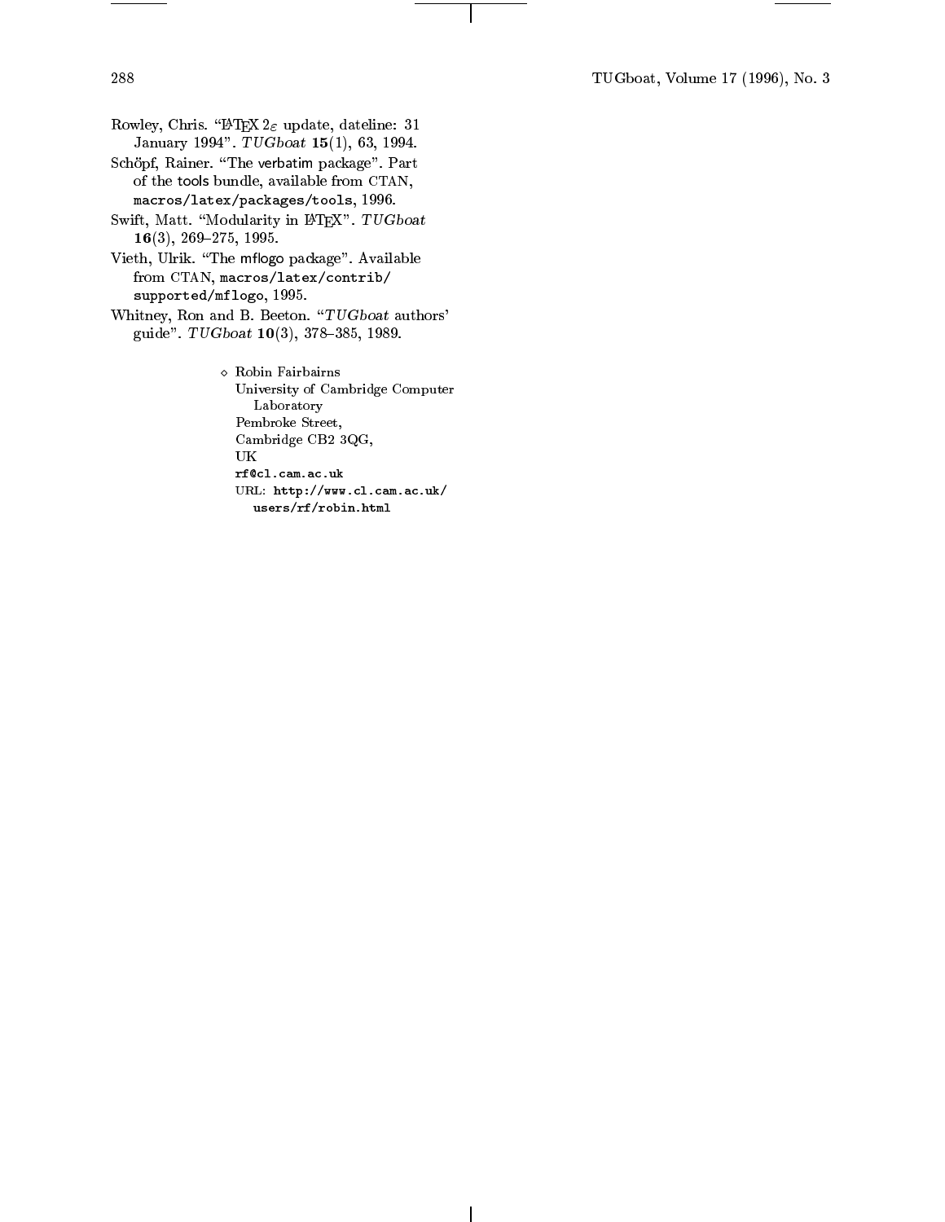Rowley, Chris. "LaTeX $2_\varepsilon$ update, dateline: 31 January 1994". *TUGboat* **15**(1), 63, 1994.

Schöpf, Rainer. "The verbatim package". Part of the tools bundle, available from CTAN, `macros/latex/packages/tools`, 1996.

Swift, Matt. "Modularity in LaTeX". *TUGboat* **16**(3), 269–275, 1995.

Vieth, Ulrik. "The mflogo package". Available from CTAN, `macros/latex/contrib/supported/mflogo`, 1995.

Whitney, Ron and B. Beeton. "*TUGboat* authors' guide". *TUGboat* **10**(3), 378–385, 1989.

◇ Robin Fairbairns
University of Cambridge Computer Laboratory
Pembroke Street,
Cambridge CB2 3QG,
UK
`rf@cl.cam.ac.uk`
URL: `http://www.cl.cam.ac.uk/users/rf/robin.html`